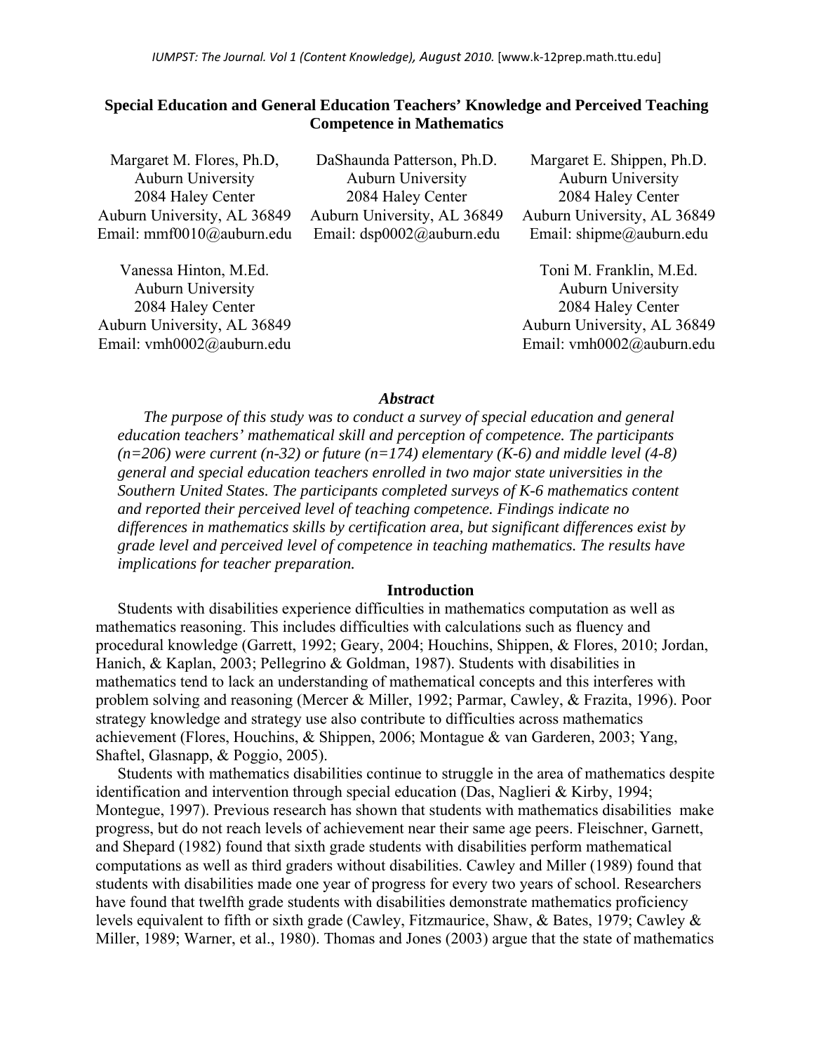# Special Education and General Education Teachers' Knowledge and Perceived Teaching Competence in Mathematics

Margaret M. Flores, Ph.D,
Auburn University
2084 Haley Center
Auburn University, AL 36849
Email: mmf0010@auburn.edu

DaShaunda Patterson, Ph.D.
Auburn University
2084 Haley Center
Auburn University, AL 36849
Email: dsp0002@auburn.edu

Margaret E. Shippen, Ph.D.
Auburn University
2084 Haley Center
Auburn University, AL 36849
Email: shipme@auburn.edu

Vanessa Hinton, M.Ed.
Auburn University
2084 Haley Center
Auburn University, AL 36849
Email: vmh0002@auburn.edu

Toni M. Franklin, M.Ed.
Auburn University
2084 Haley Center
Auburn University, AL 36849
Email: vmh0002@auburn.edu

### *Abstract*

*The purpose of this study was to conduct a survey of special education and general education teachers' mathematical skill and perception of competence. The participants (n=206) were current (n-32) or future (n=174) elementary (K-6) and middle level (4-8) general and special education teachers enrolled in two major state universities in the Southern United States. The participants completed surveys of K-6 mathematics content and reported their perceived level of teaching competence. Findings indicate no differences in mathematics skills by certification area, but significant differences exist by grade level and perceived level of competence in teaching mathematics. The results have implications for teacher preparation.*

## Introduction

Students with disabilities experience difficulties in mathematics computation as well as mathematics reasoning. This includes difficulties with calculations such as fluency and procedural knowledge (Garrett, 1992; Geary, 2004; Houchins, Shippen, & Flores, 2010; Jordan, Hanich, & Kaplan, 2003; Pellegrino & Goldman, 1987). Students with disabilities in mathematics tend to lack an understanding of mathematical concepts and this interferes with problem solving and reasoning (Mercer & Miller, 1992; Parmar, Cawley, & Frazita, 1996). Poor strategy knowledge and strategy use also contribute to difficulties across mathematics achievement (Flores, Houchins, & Shippen, 2006; Montague & van Garderen, 2003; Yang, Shaftel, Glasnapp, & Poggio, 2005).

Students with mathematics disabilities continue to struggle in the area of mathematics despite identification and intervention through special education (Das, Naglieri & Kirby, 1994; Montegue, 1997). Previous research has shown that students with mathematics disabilities make progress, but do not reach levels of achievement near their same age peers. Fleischner, Garnett, and Shepard (1982) found that sixth grade students with disabilities perform mathematical computations as well as third graders without disabilities. Cawley and Miller (1989) found that students with disabilities made one year of progress for every two years of school. Researchers have found that twelfth grade students with disabilities demonstrate mathematics proficiency levels equivalent to fifth or sixth grade (Cawley, Fitzmaurice, Shaw, & Bates, 1979; Cawley & Miller, 1989; Warner, et al., 1980). Thomas and Jones (2003) argue that the state of mathematics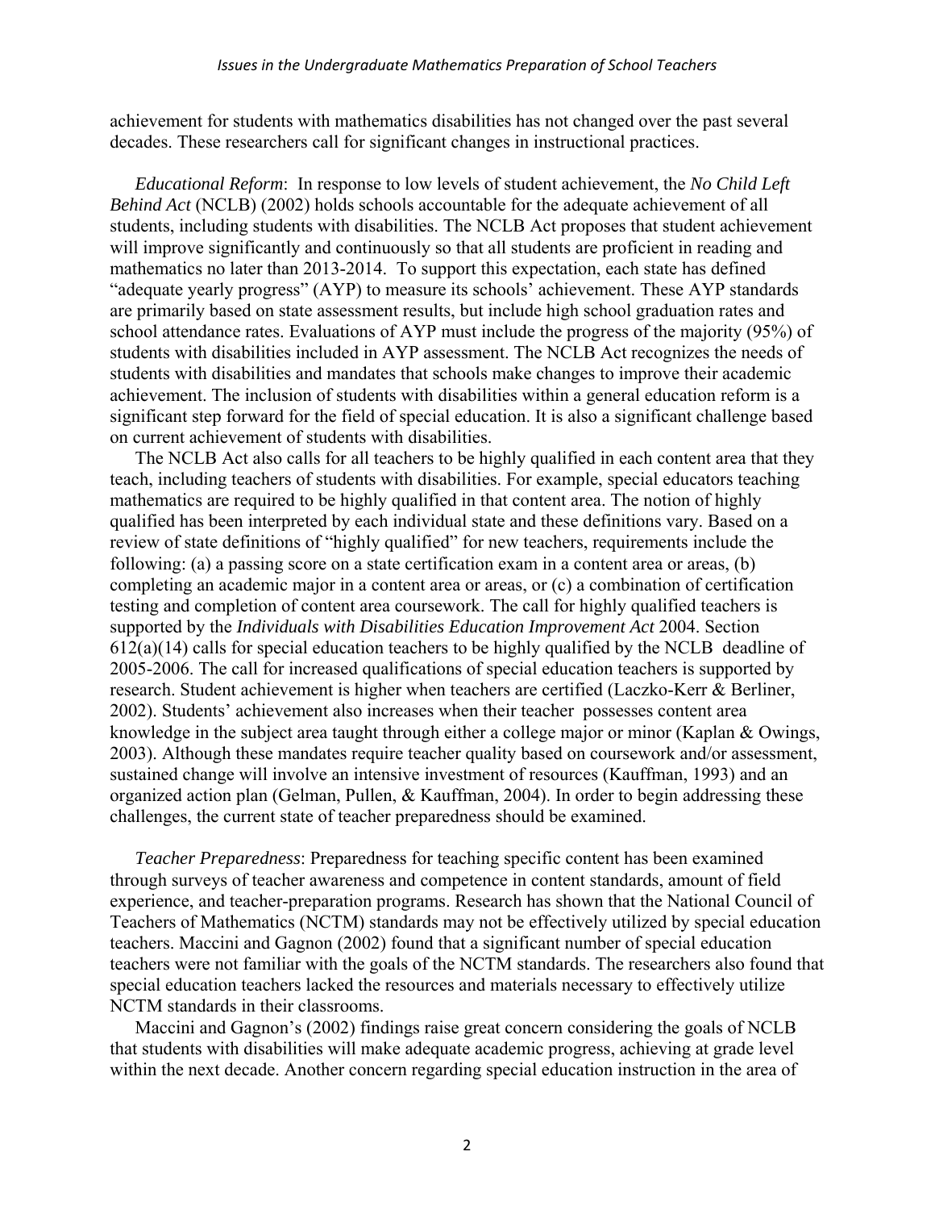achievement for students with mathematics disabilities has not changed over the past several decades. These researchers call for significant changes in instructional practices.

*Educational Reform*: In response to low levels of student achievement, the *No Child Left Behind Act* (NCLB) (2002) holds schools accountable for the adequate achievement of all students, including students with disabilities. The NCLB Act proposes that student achievement will improve significantly and continuously so that all students are proficient in reading and mathematics no later than 2013-2014. To support this expectation, each state has defined "adequate yearly progress" (AYP) to measure its schools' achievement. These AYP standards are primarily based on state assessment results, but include high school graduation rates and school attendance rates. Evaluations of AYP must include the progress of the majority (95%) of students with disabilities included in AYP assessment. The NCLB Act recognizes the needs of students with disabilities and mandates that schools make changes to improve their academic achievement. The inclusion of students with disabilities within a general education reform is a significant step forward for the field of special education. It is also a significant challenge based on current achievement of students with disabilities.

The NCLB Act also calls for all teachers to be highly qualified in each content area that they teach, including teachers of students with disabilities. For example, special educators teaching mathematics are required to be highly qualified in that content area. The notion of highly qualified has been interpreted by each individual state and these definitions vary. Based on a review of state definitions of "highly qualified" for new teachers, requirements include the following: (a) a passing score on a state certification exam in a content area or areas, (b) completing an academic major in a content area or areas, or (c) a combination of certification testing and completion of content area coursework. The call for highly qualified teachers is supported by the *Individuals with Disabilities Education Improvement Act* 2004. Section 612(a)(14) calls for special education teachers to be highly qualified by the NCLB deadline of 2005-2006. The call for increased qualifications of special education teachers is supported by research. Student achievement is higher when teachers are certified (Laczko-Kerr & Berliner, 2002). Students' achievement also increases when their teacher possesses content area knowledge in the subject area taught through either a college major or minor (Kaplan & Owings, 2003). Although these mandates require teacher quality based on coursework and/or assessment, sustained change will involve an intensive investment of resources (Kauffman, 1993) and an organized action plan (Gelman, Pullen, & Kauffman, 2004). In order to begin addressing these challenges, the current state of teacher preparedness should be examined.

*Teacher Preparedness*: Preparedness for teaching specific content has been examined through surveys of teacher awareness and competence in content standards, amount of field experience, and teacher-preparation programs. Research has shown that the National Council of Teachers of Mathematics (NCTM) standards may not be effectively utilized by special education teachers. Maccini and Gagnon (2002) found that a significant number of special education teachers were not familiar with the goals of the NCTM standards. The researchers also found that special education teachers lacked the resources and materials necessary to effectively utilize NCTM standards in their classrooms.

Maccini and Gagnon's (2002) findings raise great concern considering the goals of NCLB that students with disabilities will make adequate academic progress, achieving at grade level within the next decade. Another concern regarding special education instruction in the area of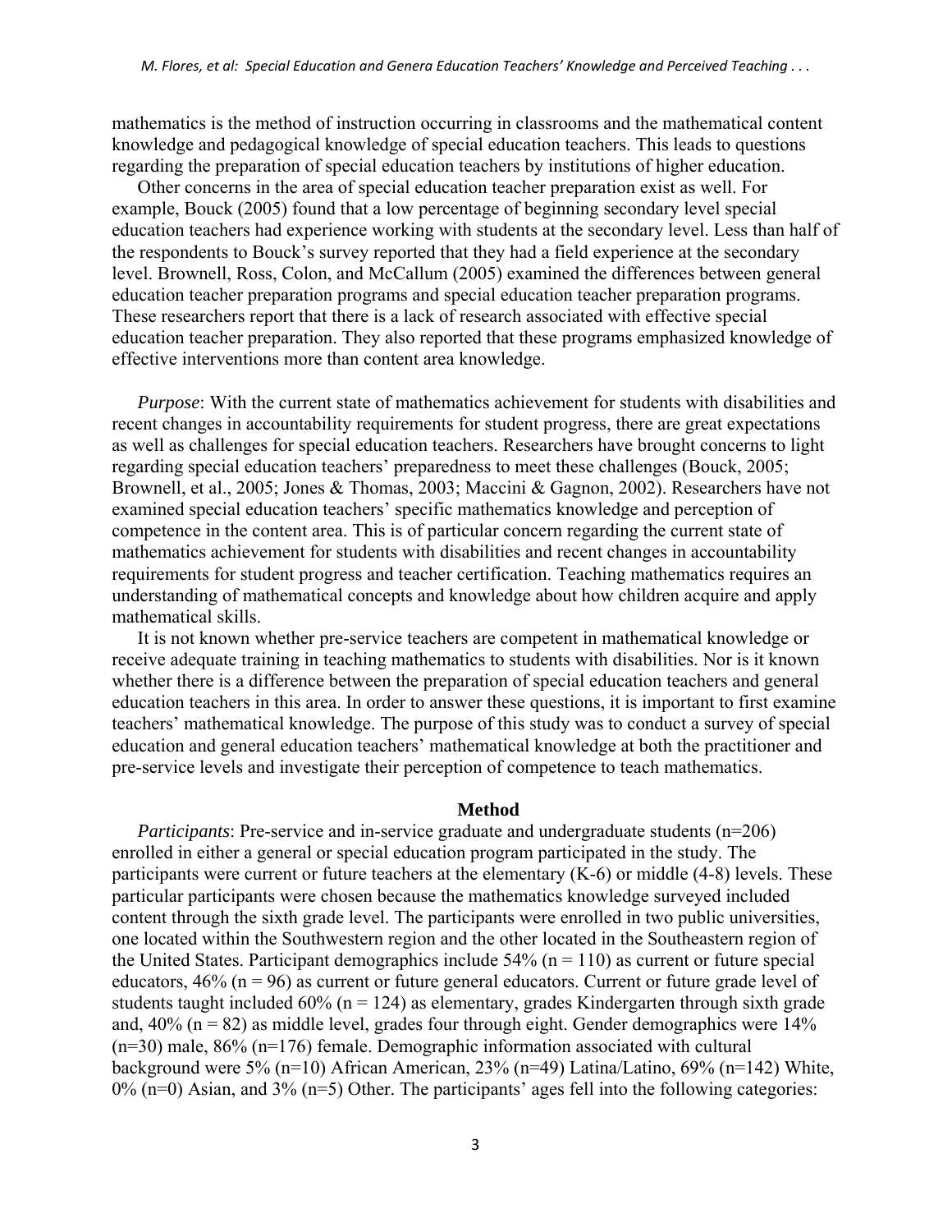mathematics is the method of instruction occurring in classrooms and the mathematical content knowledge and pedagogical knowledge of special education teachers. This leads to questions regarding the preparation of special education teachers by institutions of higher education.

Other concerns in the area of special education teacher preparation exist as well. For example, Bouck (2005) found that a low percentage of beginning secondary level special education teachers had experience working with students at the secondary level. Less than half of the respondents to Bouck's survey reported that they had a field experience at the secondary level. Brownell, Ross, Colon, and McCallum (2005) examined the differences between general education teacher preparation programs and special education teacher preparation programs. These researchers report that there is a lack of research associated with effective special education teacher preparation. They also reported that these programs emphasized knowledge of effective interventions more than content area knowledge.

*Purpose*: With the current state of mathematics achievement for students with disabilities and recent changes in accountability requirements for student progress, there are great expectations as well as challenges for special education teachers. Researchers have brought concerns to light regarding special education teachers' preparedness to meet these challenges (Bouck, 2005; Brownell, et al., 2005; Jones & Thomas, 2003; Maccini & Gagnon, 2002). Researchers have not examined special education teachers' specific mathematics knowledge and perception of competence in the content area. This is of particular concern regarding the current state of mathematics achievement for students with disabilities and recent changes in accountability requirements for student progress and teacher certification. Teaching mathematics requires an understanding of mathematical concepts and knowledge about how children acquire and apply mathematical skills.

It is not known whether pre-service teachers are competent in mathematical knowledge or receive adequate training in teaching mathematics to students with disabilities. Nor is it known whether there is a difference between the preparation of special education teachers and general education teachers in this area. In order to answer these questions, it is important to first examine teachers' mathematical knowledge. The purpose of this study was to conduct a survey of special education and general education teachers' mathematical knowledge at both the practitioner and pre-service levels and investigate their perception of competence to teach mathematics.

## Method

*Participants*: Pre-service and in-service graduate and undergraduate students (n=206) enrolled in either a general or special education program participated in the study. The participants were current or future teachers at the elementary (K-6) or middle (4-8) levels. These particular participants were chosen because the mathematics knowledge surveyed included content through the sixth grade level. The participants were enrolled in two public universities, one located within the Southwestern region and the other located in the Southeastern region of the United States. Participant demographics include 54% (n = 110) as current or future special educators, 46% (n = 96) as current or future general educators. Current or future grade level of students taught included 60% (n = 124) as elementary, grades Kindergarten through sixth grade and, 40% (n = 82) as middle level, grades four through eight. Gender demographics were 14% (n=30) male, 86% (n=176) female. Demographic information associated with cultural background were 5% (n=10) African American, 23% (n=49) Latina/Latino, 69% (n=142) White, 0% (n=0) Asian, and 3% (n=5) Other. The participants' ages fell into the following categories: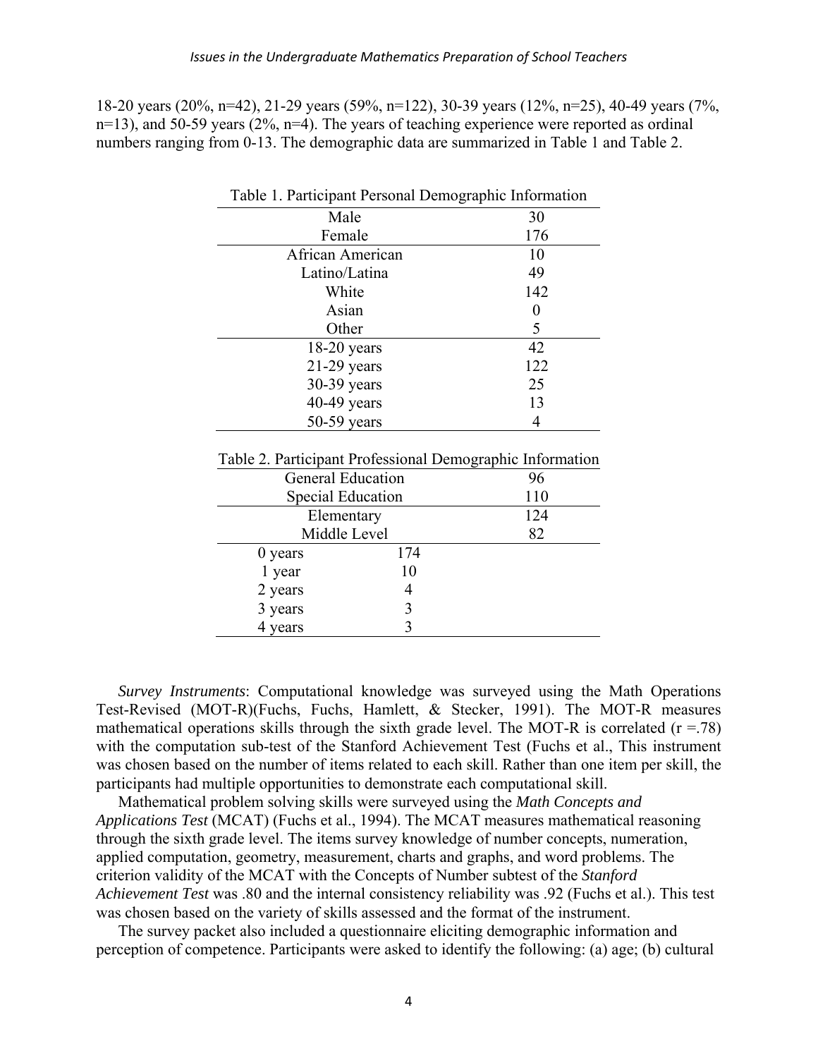18-20 years (20%, n=42), 21-29 years (59%, n=122), 30-39 years (12%, n=25), 40-49 years (7%, n=13), and 50-59 years (2%, n=4). The years of teaching experience were reported as ordinal numbers ranging from 0-13. The demographic data are summarized in Table 1 and Table 2.

Table 1. Participant Personal Demographic Information

| | |
|---|---|
| Male | 30 |
| Female | 176 |
| African American | 10 |
| Latino/Latina | 49 |
| White | 142 |
| Asian | 0 |
| Other | 5 |
| 18-20 years | 42 |
| 21-29 years | 122 |
| 30-39 years | 25 |
| 40-49 years | 13 |
| 50-59 years | 4 |

Table 2. Participant Professional Demographic Information

| | | |
|---|---|---|
| General Education | | 96 |
| Special Education | | 110 |
| Elementary | | 124 |
| Middle Level | | 82 |
| 0 years | 174 | |
| 1 year | 10 | |
| 2 years | 4 | |
| 3 years | 3 | |
| 4 years | 3 | |

*Survey Instruments*: Computational knowledge was surveyed using the Math Operations Test-Revised (MOT-R)(Fuchs, Fuchs, Hamlett, & Stecker, 1991). The MOT-R measures mathematical operations skills through the sixth grade level. The MOT-R is correlated (r =.78) with the computation sub-test of the Stanford Achievement Test (Fuchs et al., This instrument was chosen based on the number of items related to each skill. Rather than one item per skill, the participants had multiple opportunities to demonstrate each computational skill.

Mathematical problem solving skills were surveyed using the *Math Concepts and Applications Test* (MCAT) (Fuchs et al., 1994). The MCAT measures mathematical reasoning through the sixth grade level. The items survey knowledge of number concepts, numeration, applied computation, geometry, measurement, charts and graphs, and word problems. The criterion validity of the MCAT with the Concepts of Number subtest of the *Stanford Achievement Test* was .80 and the internal consistency reliability was .92 (Fuchs et al.). This test was chosen based on the variety of skills assessed and the format of the instrument.

The survey packet also included a questionnaire eliciting demographic information and perception of competence. Participants were asked to identify the following: (a) age; (b) cultural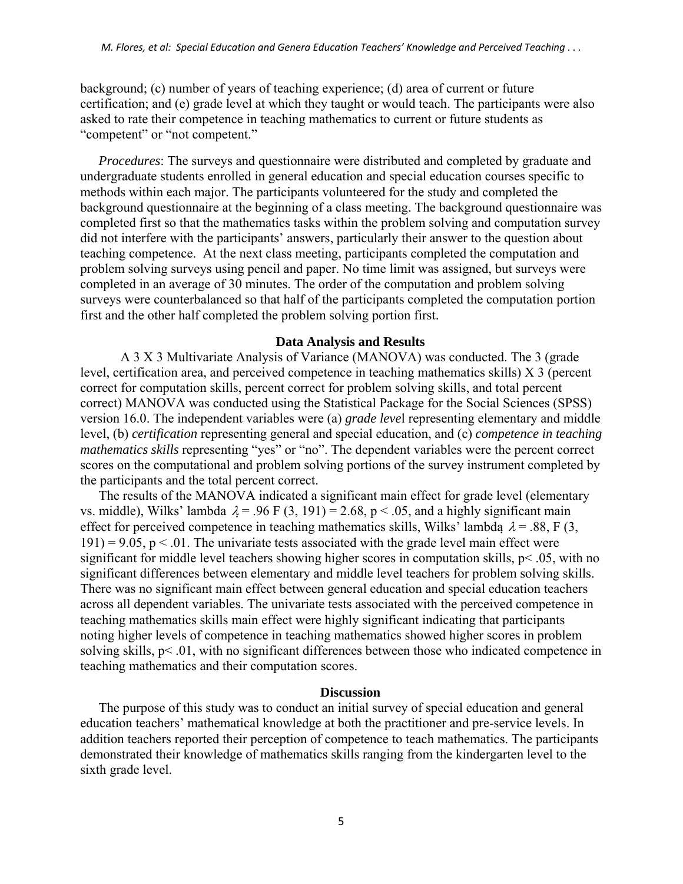background; (c) number of years of teaching experience; (d) area of current or future certification; and (e) grade level at which they taught or would teach. The participants were also asked to rate their competence in teaching mathematics to current or future students as "competent" or "not competent."

*Procedures*: The surveys and questionnaire were distributed and completed by graduate and undergraduate students enrolled in general education and special education courses specific to methods within each major. The participants volunteered for the study and completed the background questionnaire at the beginning of a class meeting. The background questionnaire was completed first so that the mathematics tasks within the problem solving and computation survey did not interfere with the participants' answers, particularly their answer to the question about teaching competence. At the next class meeting, participants completed the computation and problem solving surveys using pencil and paper. No time limit was assigned, but surveys were completed in an average of 30 minutes. The order of the computation and problem solving surveys were counterbalanced so that half of the participants completed the computation portion first and the other half completed the problem solving portion first.

## Data Analysis and Results

A 3 X 3 Multivariate Analysis of Variance (MANOVA) was conducted. The 3 (grade level, certification area, and perceived competence in teaching mathematics skills) X 3 (percent correct for computation skills, percent correct for problem solving skills, and total percent correct) MANOVA was conducted using the Statistical Package for the Social Sciences (SPSS) version 16.0. The independent variables were (a) *grade level* representing elementary and middle level, (b) *certification* representing general and special education, and (c) *competence in teaching mathematics skills* representing "yes" or "no". The dependent variables were the percent correct scores on the computational and problem solving portions of the survey instrument completed by the participants and the total percent correct.

The results of the MANOVA indicated a significant main effect for grade level (elementary vs. middle), Wilks' lambda $\lambda = .96$ $F(3, 191) = 2.68$, $p < .05$, and a highly significant main effect for perceived competence in teaching mathematics skills, Wilks' lambda $\lambda = .88$, $F(3, 191) = 9.05$, $p < .01$. The univariate tests associated with the grade level main effect were significant for middle level teachers showing higher scores in computation skills, $p < .05$, with no significant differences between elementary and middle level teachers for problem solving skills. There was no significant main effect between general education and special education teachers across all dependent variables. The univariate tests associated with the perceived competence in teaching mathematics skills main effect were highly significant indicating that participants noting higher levels of competence in teaching mathematics showed higher scores in problem solving skills, $p < .01$, with no significant differences between those who indicated competence in teaching mathematics and their computation scores.

## Discussion

The purpose of this study was to conduct an initial survey of special education and general education teachers' mathematical knowledge at both the practitioner and pre-service levels. In addition teachers reported their perception of competence to teach mathematics. The participants demonstrated their knowledge of mathematics skills ranging from the kindergarten level to the sixth grade level.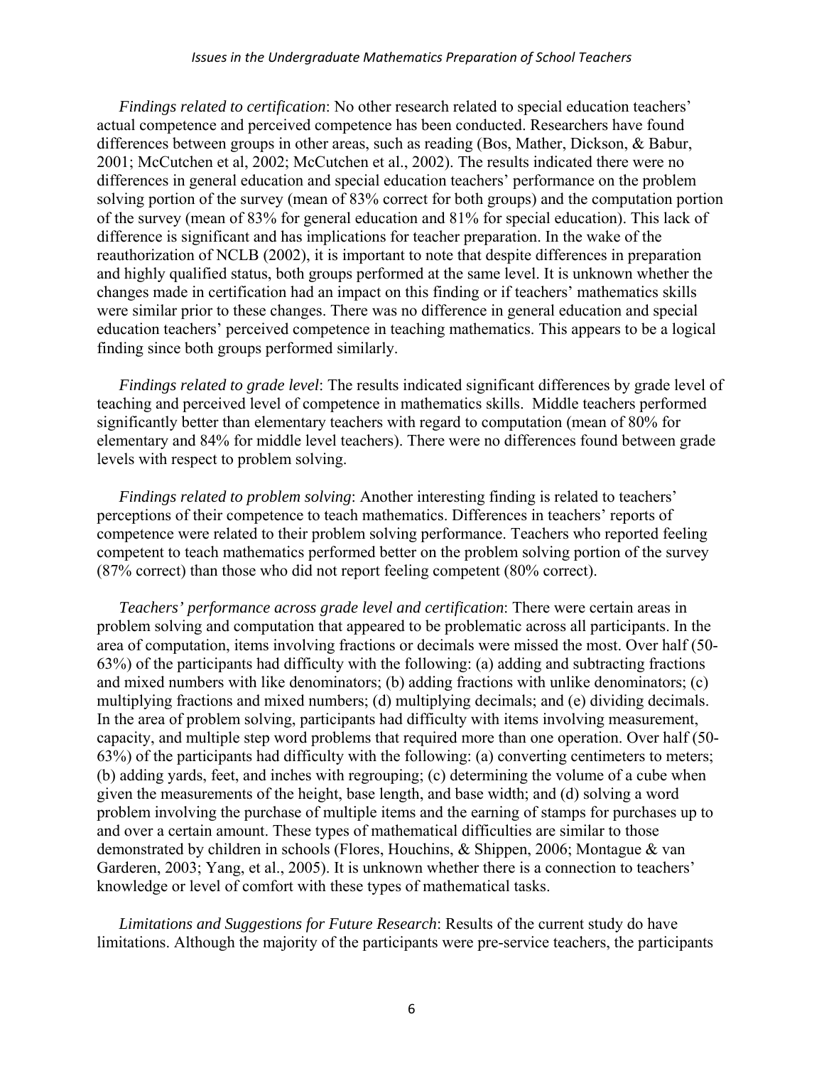*Findings related to certification*: No other research related to special education teachers' actual competence and perceived competence has been conducted. Researchers have found differences between groups in other areas, such as reading (Bos, Mather, Dickson, & Babur, 2001; McCutchen et al, 2002; McCutchen et al., 2002). The results indicated there were no differences in general education and special education teachers' performance on the problem solving portion of the survey (mean of 83% correct for both groups) and the computation portion of the survey (mean of 83% for general education and 81% for special education). This lack of difference is significant and has implications for teacher preparation. In the wake of the reauthorization of NCLB (2002), it is important to note that despite differences in preparation and highly qualified status, both groups performed at the same level. It is unknown whether the changes made in certification had an impact on this finding or if teachers' mathematics skills were similar prior to these changes. There was no difference in general education and special education teachers' perceived competence in teaching mathematics. This appears to be a logical finding since both groups performed similarly.

*Findings related to grade level*: The results indicated significant differences by grade level of teaching and perceived level of competence in mathematics skills. Middle teachers performed significantly better than elementary teachers with regard to computation (mean of 80% for elementary and 84% for middle level teachers). There were no differences found between grade levels with respect to problem solving.

*Findings related to problem solving*: Another interesting finding is related to teachers' perceptions of their competence to teach mathematics. Differences in teachers' reports of competence were related to their problem solving performance. Teachers who reported feeling competent to teach mathematics performed better on the problem solving portion of the survey (87% correct) than those who did not report feeling competent (80% correct).

*Teachers' performance across grade level and certification*: There were certain areas in problem solving and computation that appeared to be problematic across all participants. In the area of computation, items involving fractions or decimals were missed the most. Over half (50-63%) of the participants had difficulty with the following: (a) adding and subtracting fractions and mixed numbers with like denominators; (b) adding fractions with unlike denominators; (c) multiplying fractions and mixed numbers; (d) multiplying decimals; and (e) dividing decimals. In the area of problem solving, participants had difficulty with items involving measurement, capacity, and multiple step word problems that required more than one operation. Over half (50-63%) of the participants had difficulty with the following: (a) converting centimeters to meters; (b) adding yards, feet, and inches with regrouping; (c) determining the volume of a cube when given the measurements of the height, base length, and base width; and (d) solving a word problem involving the purchase of multiple items and the earning of stamps for purchases up to and over a certain amount. These types of mathematical difficulties are similar to those demonstrated by children in schools (Flores, Houchins, & Shippen, 2006; Montague & van Garderen, 2003; Yang, et al., 2005). It is unknown whether there is a connection to teachers' knowledge or level of comfort with these types of mathematical tasks.

*Limitations and Suggestions for Future Research*: Results of the current study do have limitations. Although the majority of the participants were pre-service teachers, the participants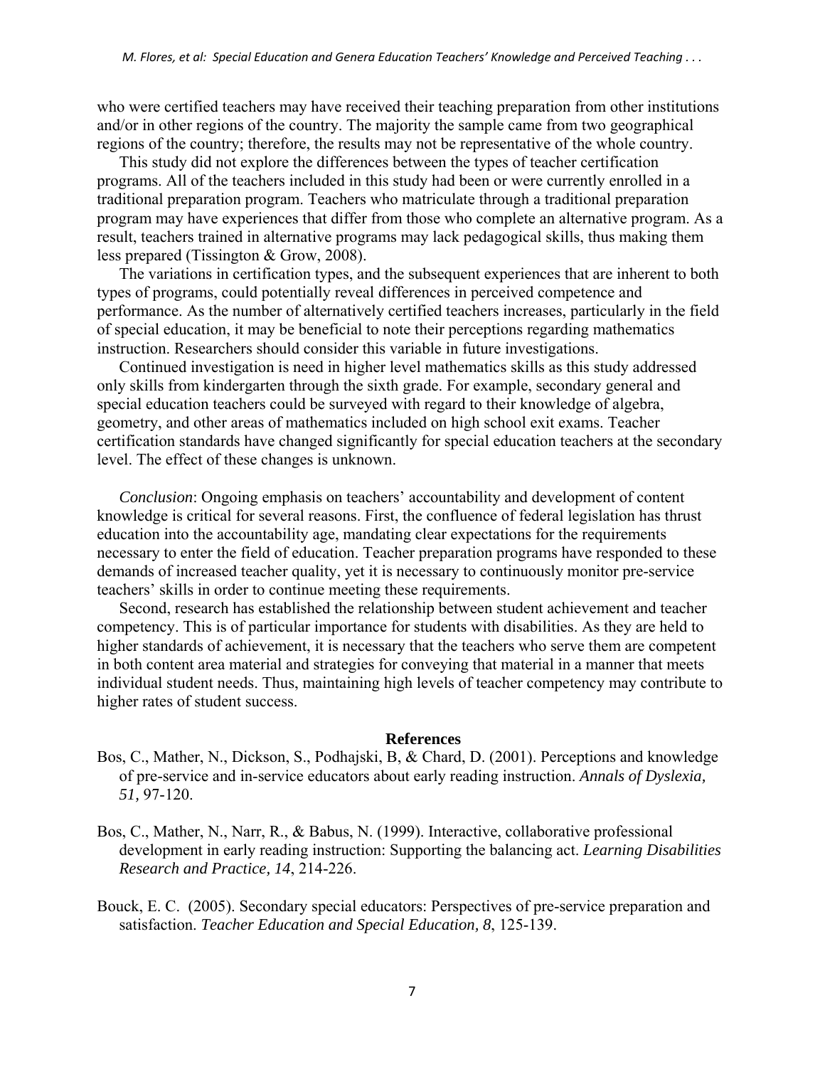who were certified teachers may have received their teaching preparation from other institutions and/or in other regions of the country. The majority the sample came from two geographical regions of the country; therefore, the results may not be representative of the whole country.

This study did not explore the differences between the types of teacher certification programs. All of the teachers included in this study had been or were currently enrolled in a traditional preparation program. Teachers who matriculate through a traditional preparation program may have experiences that differ from those who complete an alternative program. As a result, teachers trained in alternative programs may lack pedagogical skills, thus making them less prepared (Tissington & Grow, 2008).

The variations in certification types, and the subsequent experiences that are inherent to both types of programs, could potentially reveal differences in perceived competence and performance. As the number of alternatively certified teachers increases, particularly in the field of special education, it may be beneficial to note their perceptions regarding mathematics instruction. Researchers should consider this variable in future investigations.

Continued investigation is need in higher level mathematics skills as this study addressed only skills from kindergarten through the sixth grade. For example, secondary general and special education teachers could be surveyed with regard to their knowledge of algebra, geometry, and other areas of mathematics included on high school exit exams. Teacher certification standards have changed significantly for special education teachers at the secondary level. The effect of these changes is unknown.

*Conclusion*: Ongoing emphasis on teachers' accountability and development of content knowledge is critical for several reasons. First, the confluence of federal legislation has thrust education into the accountability age, mandating clear expectations for the requirements necessary to enter the field of education. Teacher preparation programs have responded to these demands of increased teacher quality, yet it is necessary to continuously monitor pre-service teachers' skills in order to continue meeting these requirements.

Second, research has established the relationship between student achievement and teacher competency. This is of particular importance for students with disabilities. As they are held to higher standards of achievement, it is necessary that the teachers who serve them are competent in both content area material and strategies for conveying that material in a manner that meets individual student needs. Thus, maintaining high levels of teacher competency may contribute to higher rates of student success.

## References

Bos, C., Mather, N., Dickson, S., Podhajski, B, & Chard, D. (2001). Perceptions and knowledge of pre-service and in-service educators about early reading instruction. *Annals of Dyslexia, 51,* 97-120.

Bos, C., Mather, N., Narr, R., & Babus, N. (1999). Interactive, collaborative professional development in early reading instruction: Supporting the balancing act. *Learning Disabilities Research and Practice, 14*, 214-226.

Bouck, E. C. (2005). Secondary special educators: Perspectives of pre-service preparation and satisfaction. *Teacher Education and Special Education, 8*, 125-139.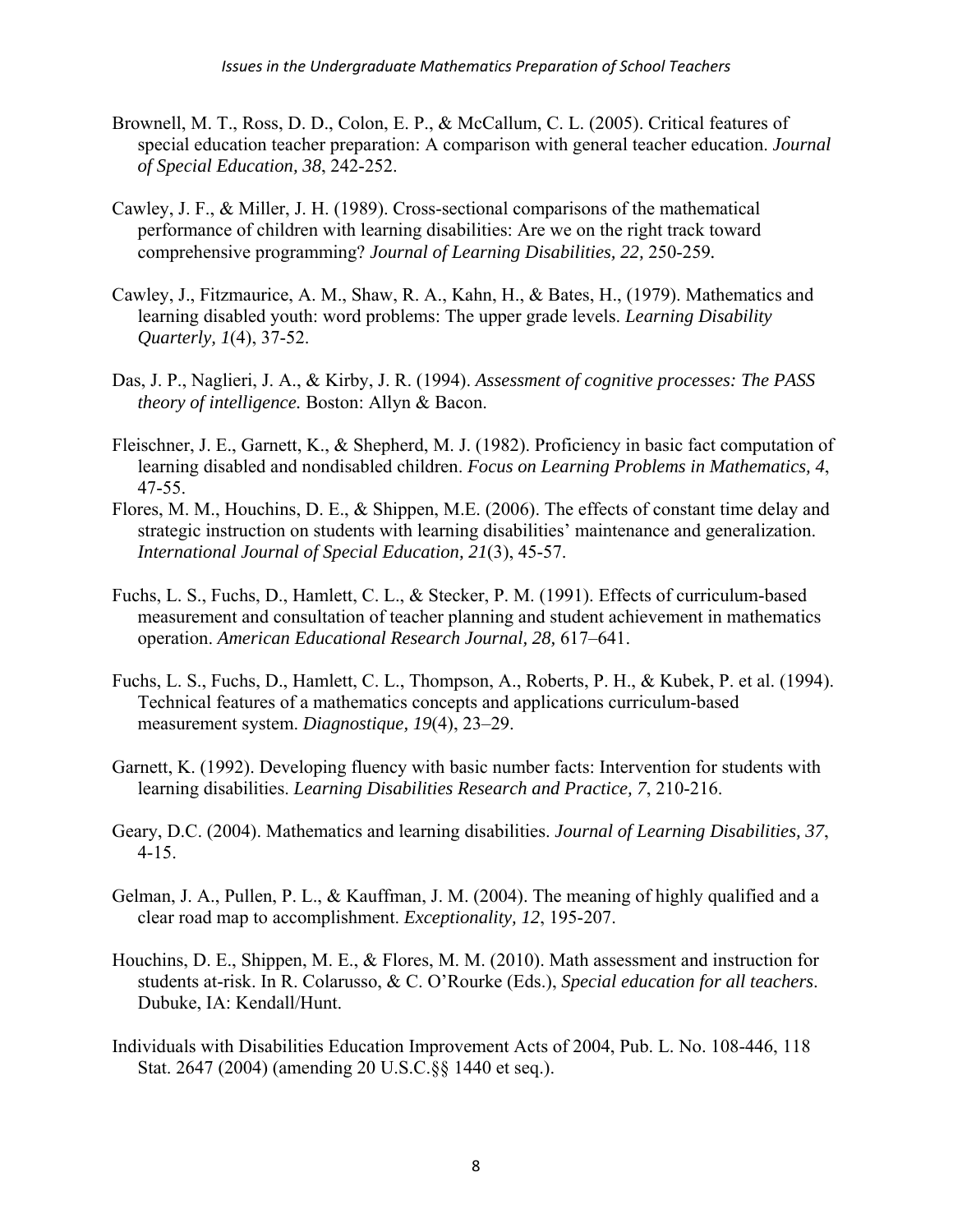Brownell, M. T., Ross, D. D., Colon, E. P., & McCallum, C. L. (2005). Critical features of special education teacher preparation: A comparison with general teacher education. *Journal of Special Education, 38*, 242-252.

Cawley, J. F., & Miller, J. H. (1989). Cross-sectional comparisons of the mathematical performance of children with learning disabilities: Are we on the right track toward comprehensive programming? *Journal of Learning Disabilities, 22,* 250-259.

Cawley, J., Fitzmaurice, A. M., Shaw, R. A., Kahn, H., & Bates, H., (1979). Mathematics and learning disabled youth: word problems: The upper grade levels. *Learning Disability Quarterly, 1*(4), 37-52.

Das, J. P., Naglieri, J. A., & Kirby, J. R. (1994). *Assessment of cognitive processes: The PASS theory of intelligence.* Boston: Allyn & Bacon.

Fleischner, J. E., Garnett, K., & Shepherd, M. J. (1982). Proficiency in basic fact computation of learning disabled and nondisabled children. *Focus on Learning Problems in Mathematics, 4*, 47-55.

Flores, M. M., Houchins, D. E., & Shippen, M.E. (2006). The effects of constant time delay and strategic instruction on students with learning disabilities' maintenance and generalization. *International Journal of Special Education, 21*(3), 45-57.

Fuchs, L. S., Fuchs, D., Hamlett, C. L., & Stecker, P. M. (1991). Effects of curriculum-based measurement and consultation of teacher planning and student achievement in mathematics operation. *American Educational Research Journal, 28,* 617–641.

Fuchs, L. S., Fuchs, D., Hamlett, C. L., Thompson, A., Roberts, P. H., & Kubek, P. et al. (1994). Technical features of a mathematics concepts and applications curriculum-based measurement system. *Diagnostique, 19*(4), 23–29.

Garnett, K. (1992). Developing fluency with basic number facts: Intervention for students with learning disabilities. *Learning Disabilities Research and Practice, 7*, 210-216.

Geary, D.C. (2004). Mathematics and learning disabilities. *Journal of Learning Disabilities, 37*, 4-15.

Gelman, J. A., Pullen, P. L., & Kauffman, J. M. (2004). The meaning of highly qualified and a clear road map to accomplishment. *Exceptionality, 12*, 195-207.

Houchins, D. E., Shippen, M. E., & Flores, M. M. (2010). Math assessment and instruction for students at-risk. In R. Colarusso, & C. O'Rourke (Eds.), *Special education for all teachers*. Dubuke, IA: Kendall/Hunt.

Individuals with Disabilities Education Improvement Acts of 2004, Pub. L. No. 108-446, 118 Stat. 2647 (2004) (amending 20 U.S.C.§§ 1440 et seq.).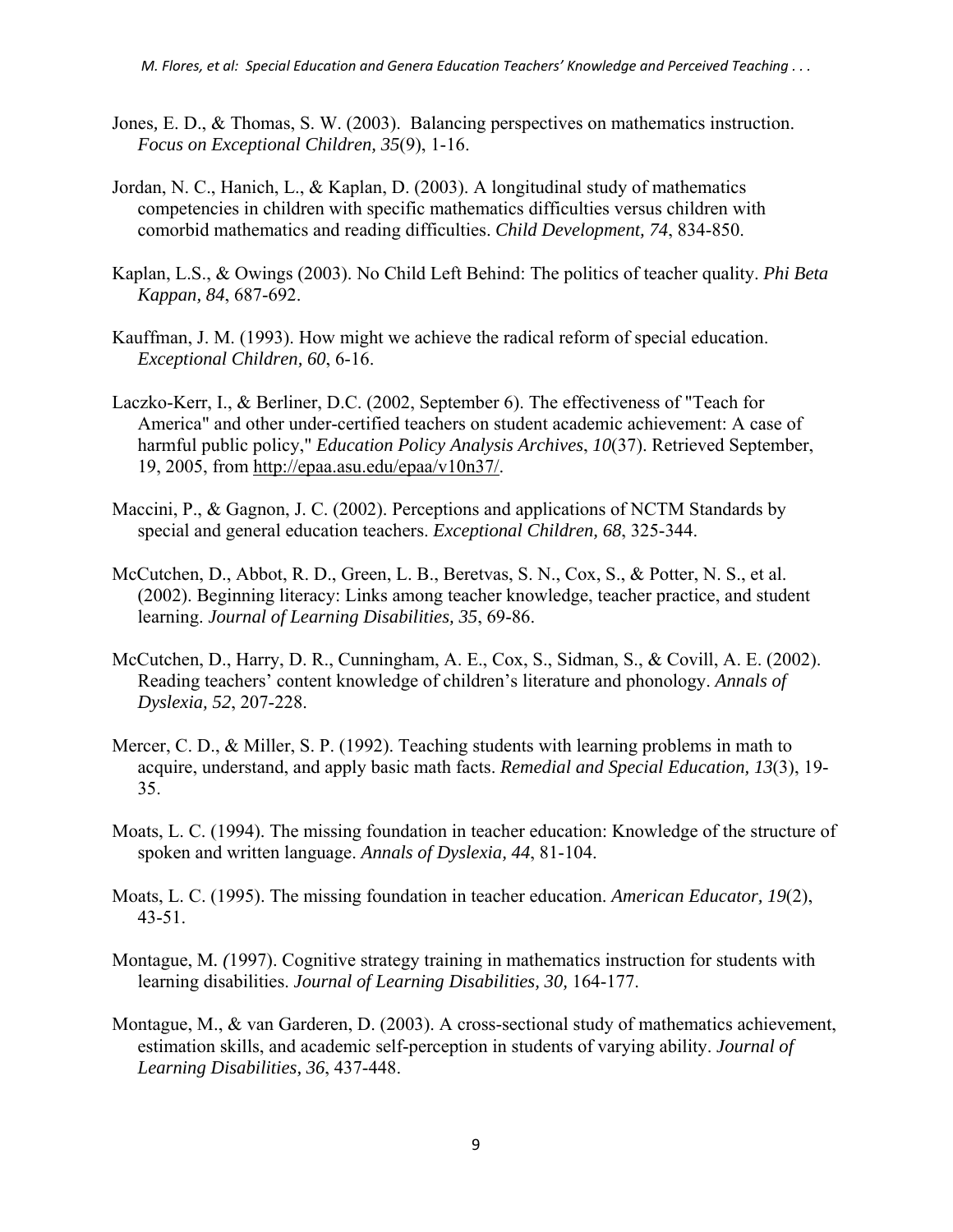Jones, E. D., & Thomas, S. W. (2003). Balancing perspectives on mathematics instruction. *Focus on Exceptional Children, 35*(9), 1-16.

Jordan, N. C., Hanich, L., & Kaplan, D. (2003). A longitudinal study of mathematics competencies in children with specific mathematics difficulties versus children with comorbid mathematics and reading difficulties. *Child Development, 74*, 834-850.

Kaplan, L.S., & Owings (2003). No Child Left Behind: The politics of teacher quality. *Phi Beta Kappan, 84*, 687-692.

Kauffman, J. M. (1993). How might we achieve the radical reform of special education. *Exceptional Children, 60*, 6-16.

Laczko-Kerr, I., & Berliner, D.C. (2002, September 6). The effectiveness of "Teach for America" and other under-certified teachers on student academic achievement: A case of harmful public policy," *Education Policy Analysis Archives*, *10*(37). Retrieved September, 19, 2005, from http://epaa.asu.edu/epaa/v10n37/.

Maccini, P., & Gagnon, J. C. (2002). Perceptions and applications of NCTM Standards by special and general education teachers. *Exceptional Children, 68*, 325-344.

McCutchen, D., Abbot, R. D., Green, L. B., Beretvas, S. N., Cox, S., & Potter, N. S., et al. (2002). Beginning literacy: Links among teacher knowledge, teacher practice, and student learning. *Journal of Learning Disabilities, 35*, 69-86.

McCutchen, D., Harry, D. R., Cunningham, A. E., Cox, S., Sidman, S., & Covill, A. E. (2002). Reading teachers' content knowledge of children's literature and phonology. *Annals of Dyslexia, 52*, 207-228.

Mercer, C. D., & Miller, S. P. (1992). Teaching students with learning problems in math to acquire, understand, and apply basic math facts. *Remedial and Special Education, 13*(3), 19-35.

Moats, L. C. (1994). The missing foundation in teacher education: Knowledge of the structure of spoken and written language. *Annals of Dyslexia, 44*, 81-104.

Moats, L. C. (1995). The missing foundation in teacher education. *American Educator, 19*(2), 43-51.

Montague, M. (1997). Cognitive strategy training in mathematics instruction for students with learning disabilities. *Journal of Learning Disabilities, 30,* 164-177.

Montague, M., & van Garderen, D. (2003). A cross-sectional study of mathematics achievement, estimation skills, and academic self-perception in students of varying ability. *Journal of Learning Disabilities, 36*, 437-448.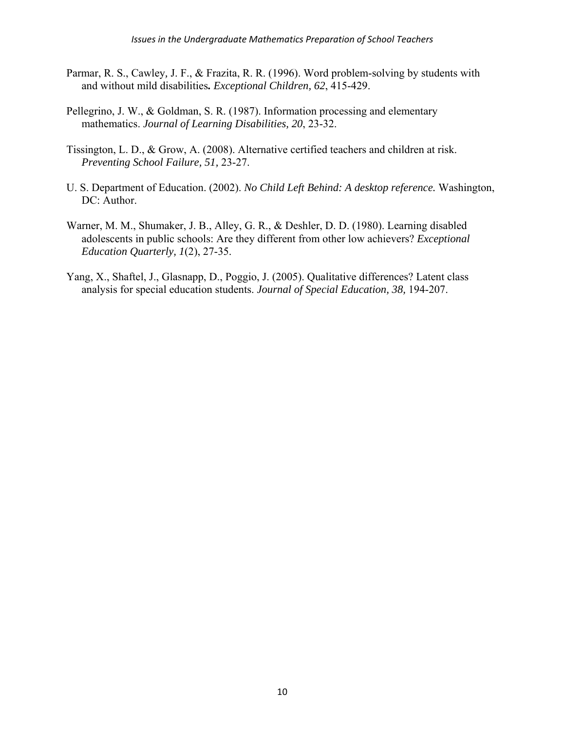Parmar, R. S., Cawley, J. F., & Frazita, R. R. (1996). Word problem-solving by students with and without mild disabilities**.** *Exceptional Children, 62*, 415-429.

Pellegrino, J. W., & Goldman, S. R. (1987). Information processing and elementary mathematics. *Journal of Learning Disabilities, 20*, 23-32.

Tissington, L. D., & Grow, A. (2008). Alternative certified teachers and children at risk. *Preventing School Failure, 51,* 23-27.

U. S. Department of Education. (2002). *No Child Left Behind: A desktop reference.* Washington, DC: Author.

Warner, M. M., Shumaker, J. B., Alley, G. R., & Deshler, D. D. (1980). Learning disabled adolescents in public schools: Are they different from other low achievers? *Exceptional Education Quarterly, 1*(2), 27-35.

Yang, X., Shaftel, J., Glasnapp, D., Poggio, J. (2005). Qualitative differences? Latent class analysis for special education students. *Journal of Special Education, 38,* 194-207.